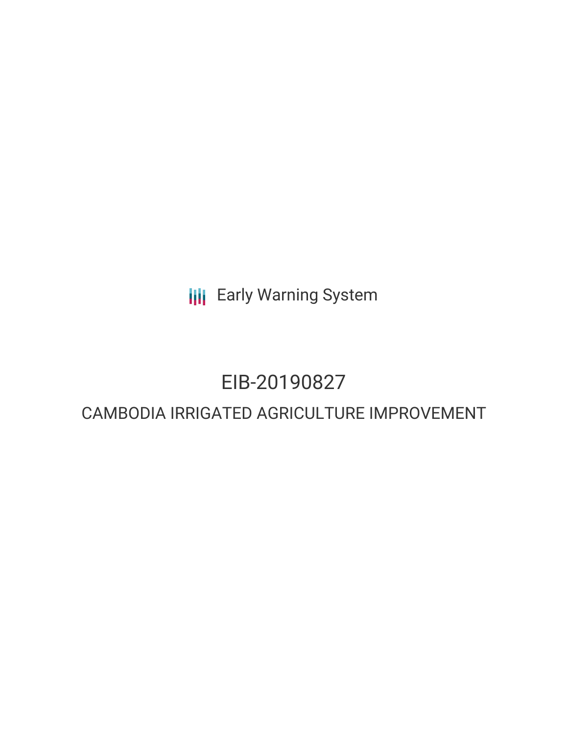Early Warning System

# EIB-20190827

## CAMBODIA IRRIGATED AGRICULTURE IMPROVEMENT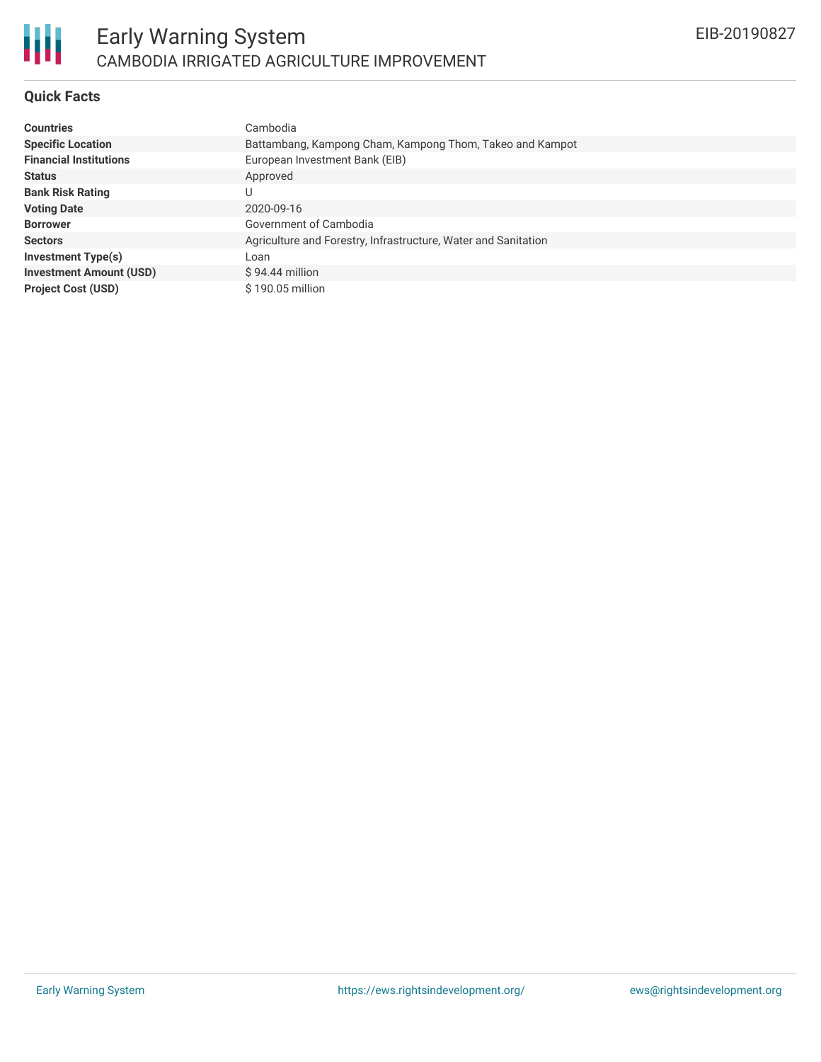# Early Warning System

## CAMBODIA IRRIGATED AGRICULTURE IMPROVEMENT

EIB-20190827

### Quick Facts

| | |
|---|---|
| **Countries** | Cambodia |
| **Specific Location** | Battambang, Kampong Cham, Kampong Thom, Takeo and Kampot |
| **Financial Institutions** | European Investment Bank (EIB) |
| **Status** | Approved |
| **Bank Risk Rating** | U |
| **Voting Date** | 2020-09-16 |
| **Borrower** | Government of Cambodia |
| **Sectors** | Agriculture and Forestry, Infrastructure, Water and Sanitation |
| **Investment Type(s)** | Loan |
| **Investment Amount (USD)** | $ 94.44 million |
| **Project Cost (USD)** | $ 190.05 million |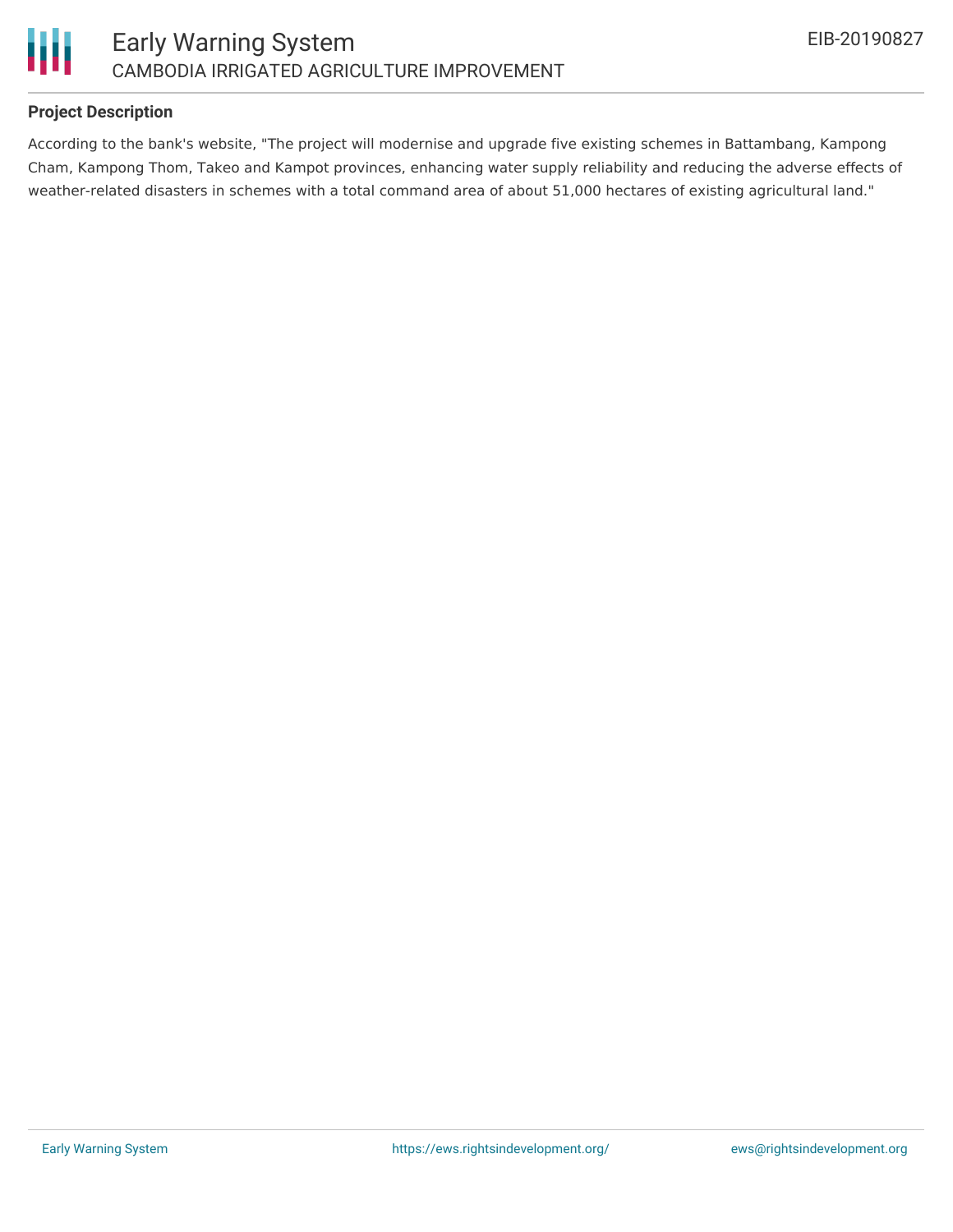## Project Description

According to the bank's website, "The project will modernise and upgrade five existing schemes in Battambang, Kampong Cham, Kampong Thom, Takeo and Kampot provinces, enhancing water supply reliability and reducing the adverse effects of weather-related disasters in schemes with a total command area of about 51,000 hectares of existing agricultural land."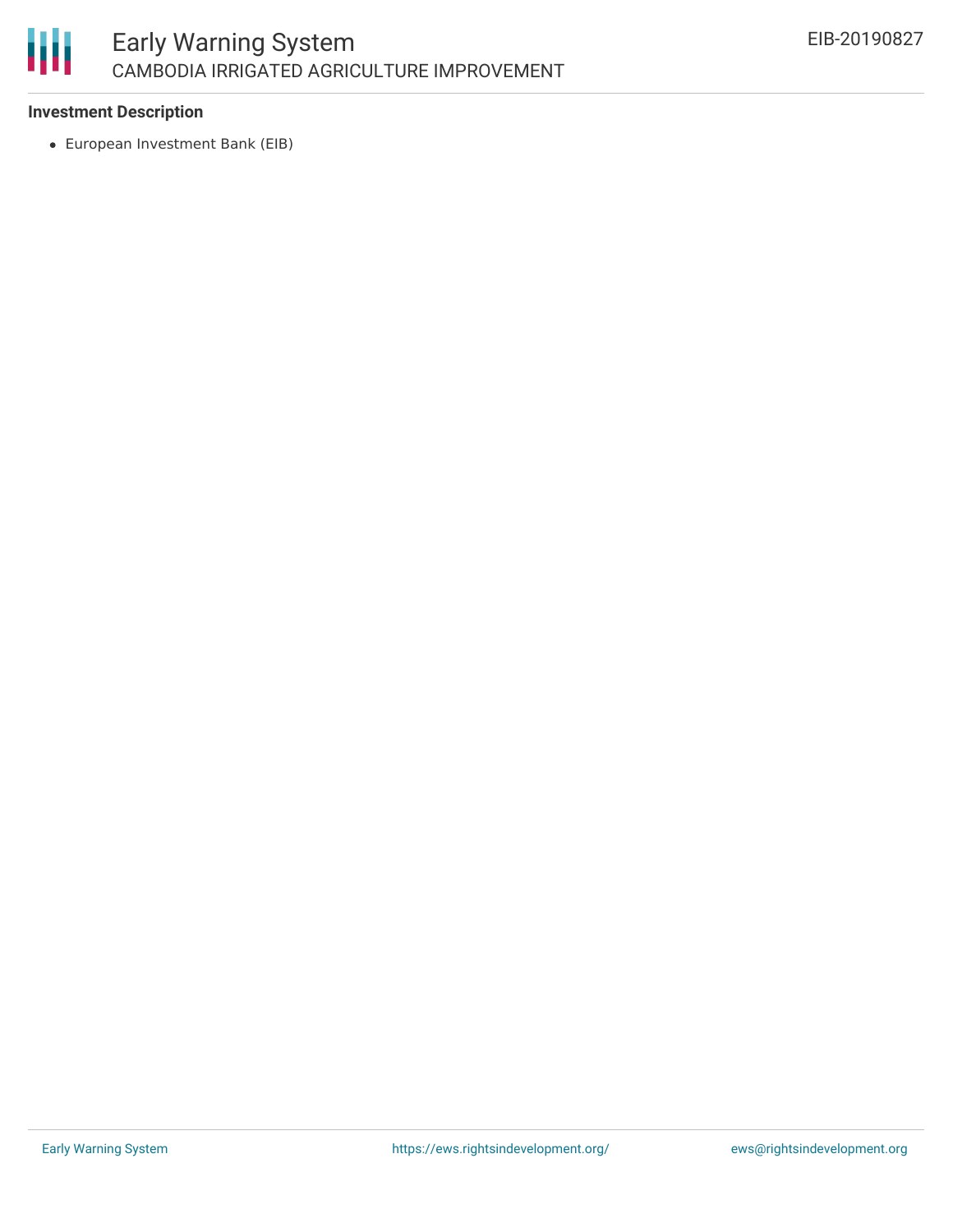### Investment Description

- European Investment Bank (EIB)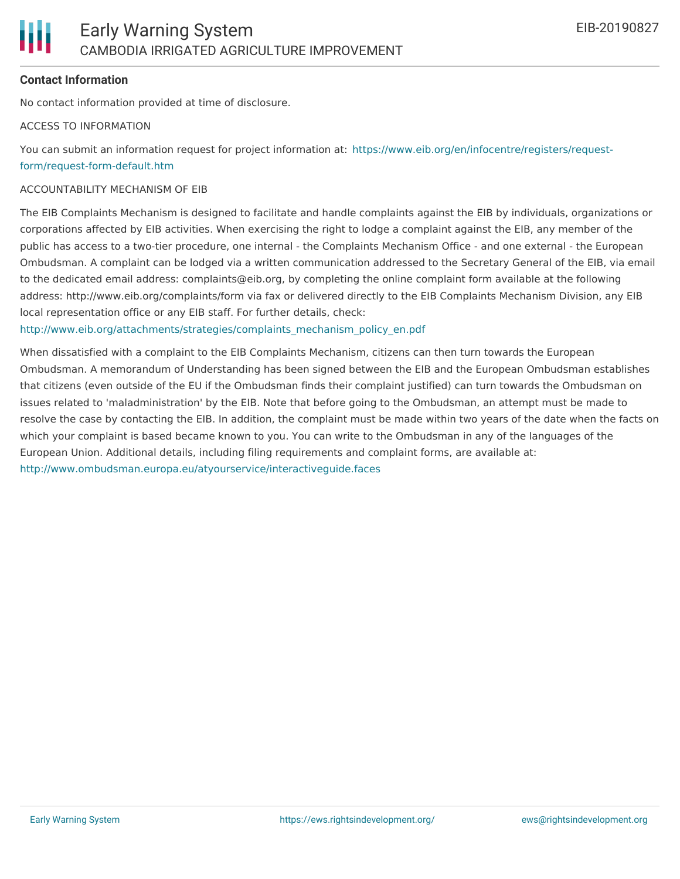**Contact Information**

No contact information provided at time of disclosure.

ACCESS TO INFORMATION

You can submit an information request for project information at: https://www.eib.org/en/infocentre/registers/request-form/request-form-default.htm

ACCOUNTABILITY MECHANISM OF EIB

The EIB Complaints Mechanism is designed to facilitate and handle complaints against the EIB by individuals, organizations or corporations affected by EIB activities. When exercising the right to lodge a complaint against the EIB, any member of the public has access to a two-tier procedure, one internal - the Complaints Mechanism Office - and one external - the European Ombudsman. A complaint can be lodged via a written communication addressed to the Secretary General of the EIB, via email to the dedicated email address: complaints@eib.org, by completing the online complaint form available at the following address: http://www.eib.org/complaints/form via fax or delivered directly to the EIB Complaints Mechanism Division, any EIB local representation office or any EIB staff. For further details, check: http://www.eib.org/attachments/strategies/complaints_mechanism_policy_en.pdf

When dissatisfied with a complaint to the EIB Complaints Mechanism, citizens can then turn towards the European Ombudsman. A memorandum of Understanding has been signed between the EIB and the European Ombudsman establishes that citizens (even outside of the EU if the Ombudsman finds their complaint justified) can turn towards the Ombudsman on issues related to 'maladministration' by the EIB. Note that before going to the Ombudsman, an attempt must be made to resolve the case by contacting the EIB. In addition, the complaint must be made within two years of the date when the facts on which your complaint is based became known to you. You can write to the Ombudsman in any of the languages of the European Union. Additional details, including filing requirements and complaint forms, are available at: http://www.ombudsman.europa.eu/atyourservice/interactiveguide.faces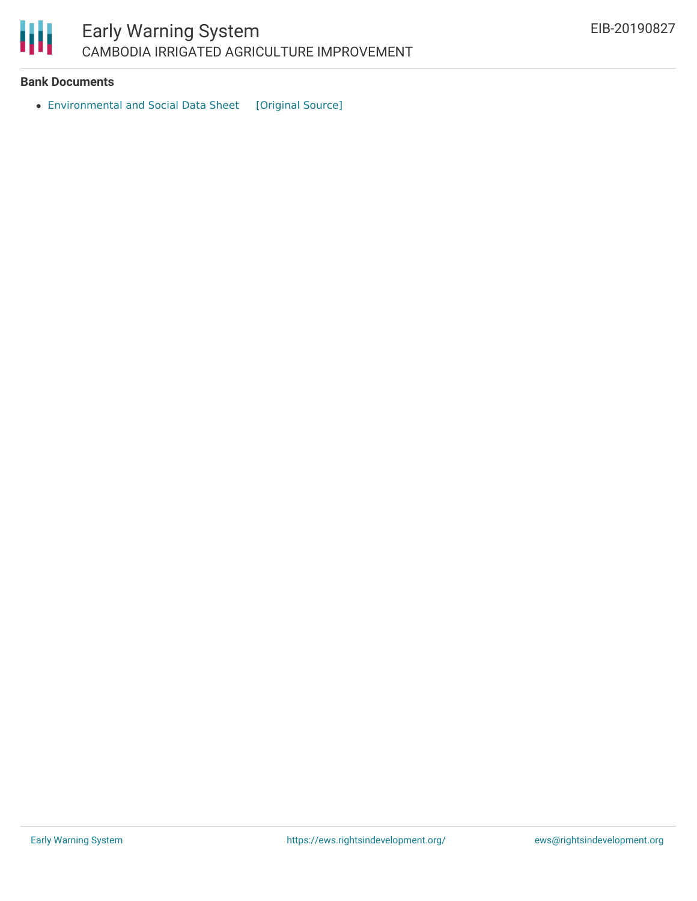**Bank Documents**

- Environmental and Social Data Sheet [Original Source]